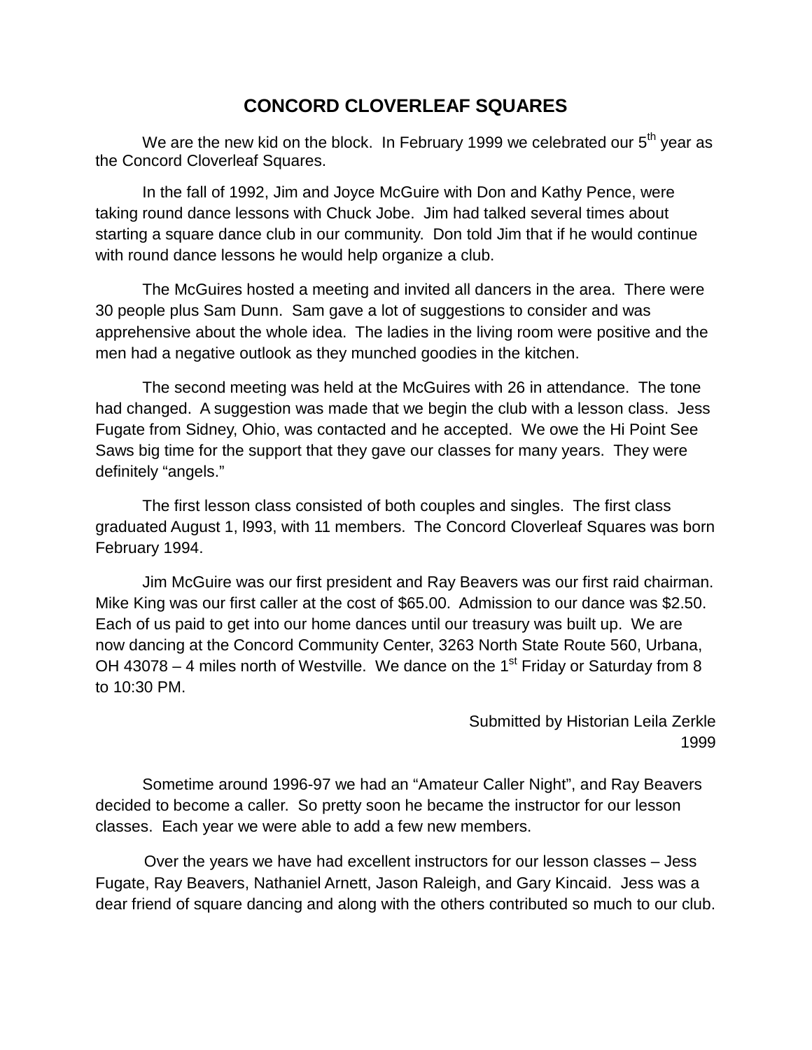# CONCORD CLOVERLEAF SQUARES

We are the new kid on the block. In February 1999 we celebrated our 5th year as the Concord Cloverleaf Squares.

In the fall of 1992, Jim and Joyce McGuire with Don and Kathy Pence, were taking round dance lessons with Chuck Jobe. Jim had talked several times about starting a square dance club in our community. Don told Jim that if he would continue with round dance lessons he would help organize a club.

The McGuires hosted a meeting and invited all dancers in the area. There were 30 people plus Sam Dunn. Sam gave a lot of suggestions to consider and was apprehensive about the whole idea. The ladies in the living room were positive and the men had a negative outlook as they munched goodies in the kitchen.

The second meeting was held at the McGuires with 26 in attendance. The tone had changed. A suggestion was made that we begin the club with a lesson class. Jess Fugate from Sidney, Ohio, was contacted and he accepted. We owe the Hi Point See Saws big time for the support that they gave our classes for many years. They were definitely "angels."

The first lesson class consisted of both couples and singles. The first class graduated August 1, l993, with 11 members. The Concord Cloverleaf Squares was born February 1994.

Jim McGuire was our first president and Ray Beavers was our first raid chairman. Mike King was our first caller at the cost of $65.00. Admission to our dance was $2.50. Each of us paid to get into our home dances until our treasury was built up. We are now dancing at the Concord Community Center, 3263 North State Route 560, Urbana, OH 43078 – 4 miles north of Westville. We dance on the 1st Friday or Saturday from 8 to 10:30 PM.

Submitted by Historian Leila Zerkle
1999

Sometime around 1996-97 we had an "Amateur Caller Night", and Ray Beavers decided to become a caller. So pretty soon he became the instructor for our lesson classes. Each year we were able to add a few new members.

Over the years we have had excellent instructors for our lesson classes – Jess Fugate, Ray Beavers, Nathaniel Arnett, Jason Raleigh, and Gary Kincaid. Jess was a dear friend of square dancing and along with the others contributed so much to our club.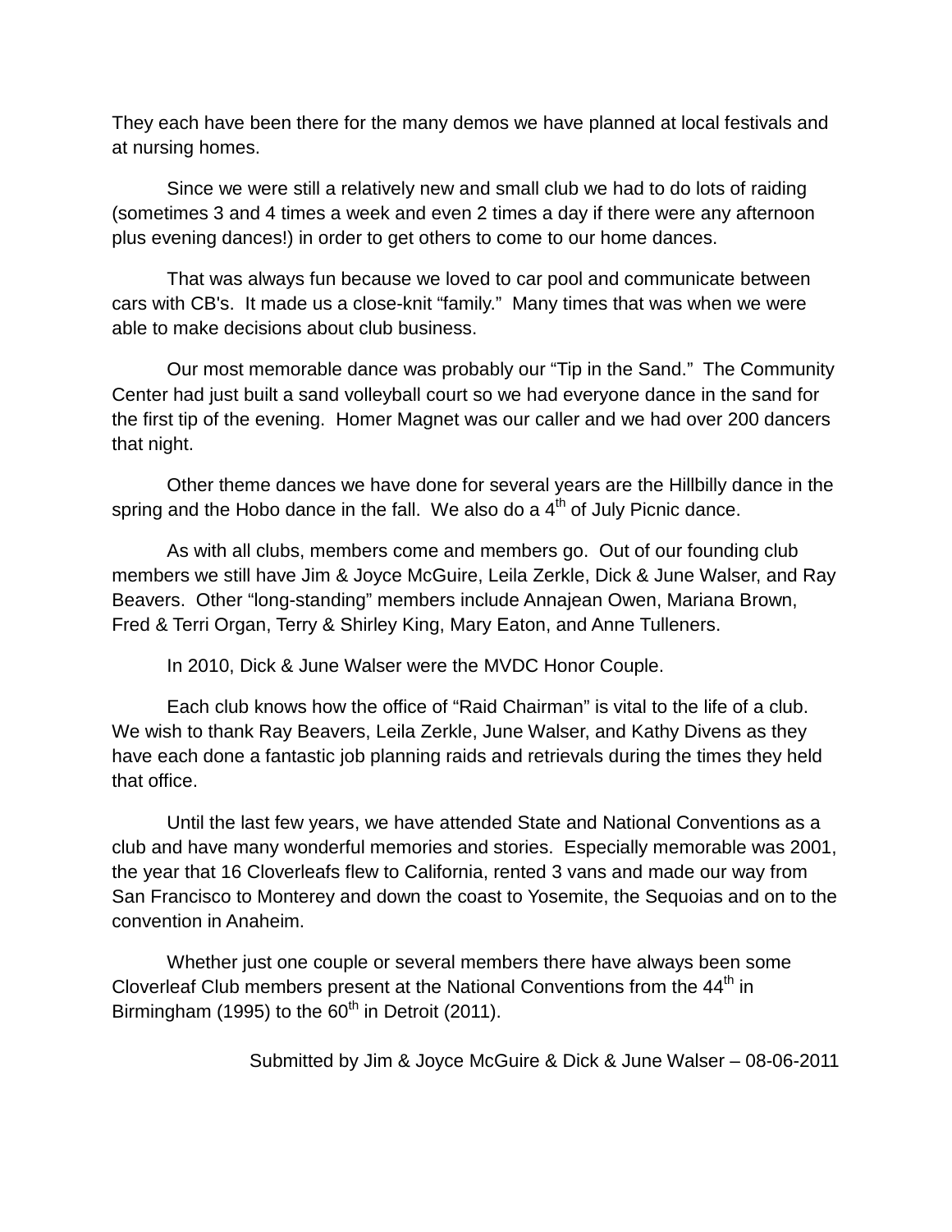They each have been there for the many demos we have planned at local festivals and at nursing homes.

Since we were still a relatively new and small club we had to do lots of raiding (sometimes 3 and 4 times a week and even 2 times a day if there were any afternoon plus evening dances!) in order to get others to come to our home dances.

That was always fun because we loved to car pool and communicate between cars with CB's. It made us a close-knit “family.” Many times that was when we were able to make decisions about club business.

Our most memorable dance was probably our “Tip in the Sand.” The Community Center had just built a sand volleyball court so we had everyone dance in the sand for the first tip of the evening. Homer Magnet was our caller and we had over 200 dancers that night.

Other theme dances we have done for several years are the Hillbilly dance in the spring and the Hobo dance in the fall. We also do a 4th of July Picnic dance.

As with all clubs, members come and members go. Out of our founding club members we still have Jim & Joyce McGuire, Leila Zerkle, Dick & June Walser, and Ray Beavers. Other “long-standing” members include Annajean Owen, Mariana Brown, Fred & Terri Organ, Terry & Shirley King, Mary Eaton, and Anne Tulleners.

In 2010, Dick & June Walser were the MVDC Honor Couple.

Each club knows how the office of “Raid Chairman” is vital to the life of a club. We wish to thank Ray Beavers, Leila Zerkle, June Walser, and Kathy Divens as they have each done a fantastic job planning raids and retrievals during the times they held that office.

Until the last few years, we have attended State and National Conventions as a club and have many wonderful memories and stories. Especially memorable was 2001, the year that 16 Cloverleafs flew to California, rented 3 vans and made our way from San Francisco to Monterey and down the coast to Yosemite, the Sequoias and on to the convention in Anaheim.

Whether just one couple or several members there have always been some Cloverleaf Club members present at the National Conventions from the 44th in Birmingham (1995) to the 60th in Detroit (2011).

Submitted by Jim & Joyce McGuire & Dick & June Walser – 08-06-2011